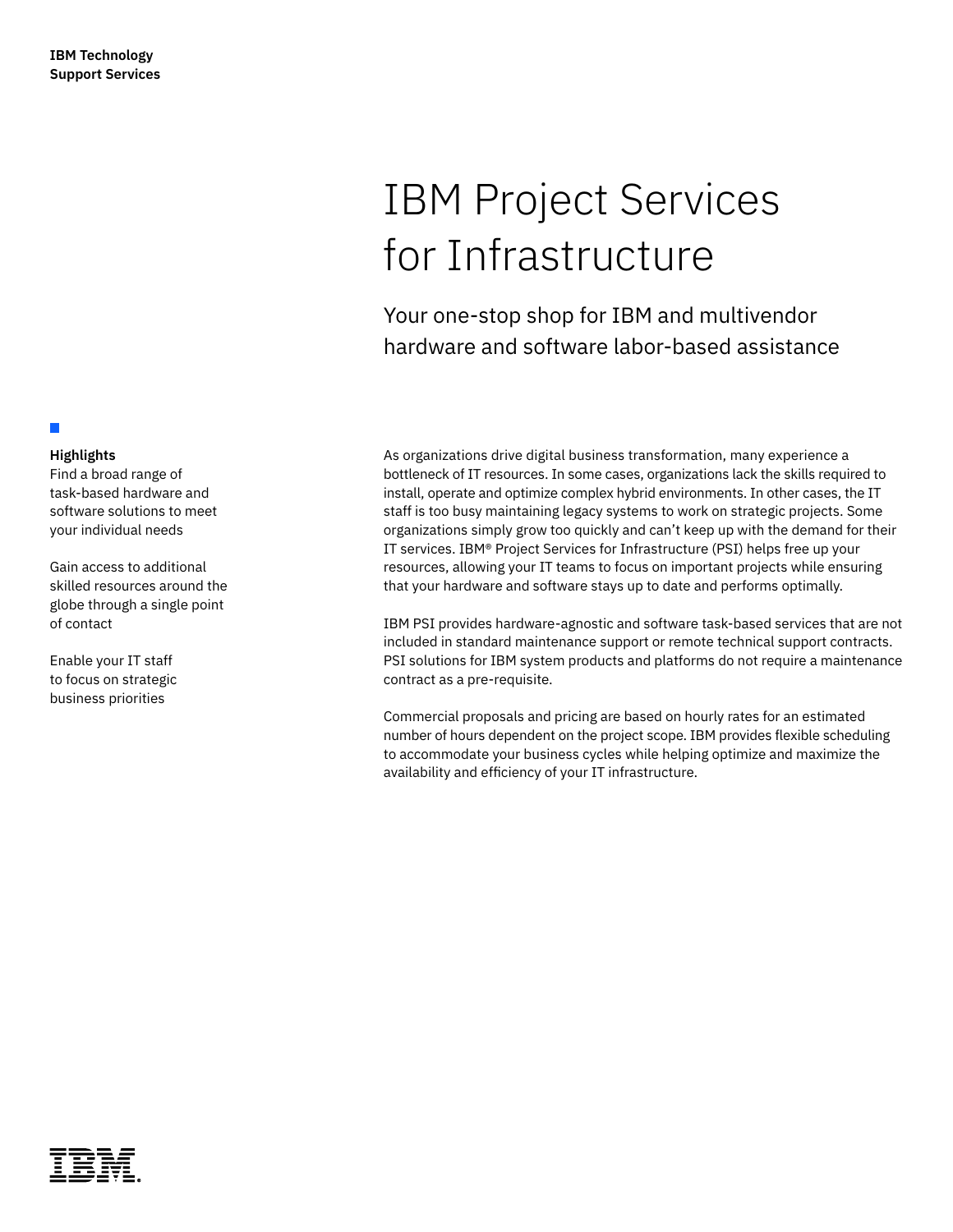IBM Technology Support Services

# IBM Project Services for Infrastructure

## Your one-stop shop for IBM and multivendor hardware and software labor-based assistance

**Highlights**

Find a broad range of task-based hardware and software solutions to meet your individual needs

Gain access to additional skilled resources around the globe through a single point of contact

Enable your IT staff to focus on strategic business priorities

As organizations drive digital business transformation, many experience a bottleneck of IT resources. In some cases, organizations lack the skills required to install, operate and optimize complex hybrid environments. In other cases, the IT staff is too busy maintaining legacy systems to work on strategic projects. Some organizations simply grow too quickly and can't keep up with the demand for their IT services. IBM® Project Services for Infrastructure (PSI) helps free up your resources, allowing your IT teams to focus on important projects while ensuring that your hardware and software stays up to date and performs optimally.

IBM PSI provides hardware-agnostic and software task-based services that are not included in standard maintenance support or remote technical support contracts. PSI solutions for IBM system products and platforms do not require a maintenance contract as a pre-requisite.

Commercial proposals and pricing are based on hourly rates for an estimated number of hours dependent on the project scope. IBM provides flexible scheduling to accommodate your business cycles while helping optimize and maximize the availability and efficiency of your IT infrastructure.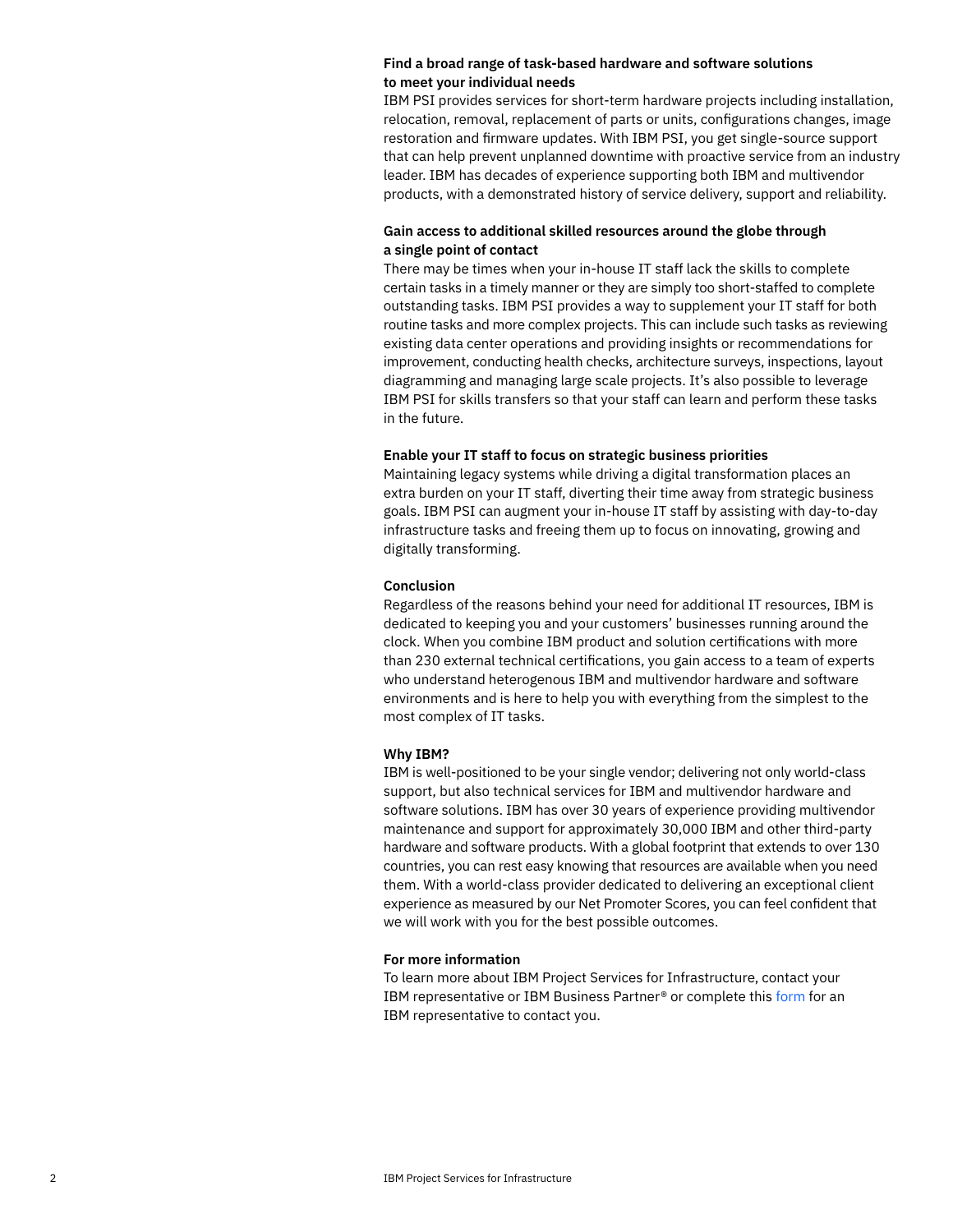### Find a broad range of task-based hardware and software solutions to meet your individual needs

IBM PSI provides services for short-term hardware projects including installation, relocation, removal, replacement of parts or units, configurations changes, image restoration and firmware updates. With IBM PSI, you get single-source support that can help prevent unplanned downtime with proactive service from an industry leader. IBM has decades of experience supporting both IBM and multivendor products, with a demonstrated history of service delivery, support and reliability.

### Gain access to additional skilled resources around the globe through a single point of contact

There may be times when your in-house IT staff lack the skills to complete certain tasks in a timely manner or they are simply too short-staffed to complete outstanding tasks. IBM PSI provides a way to supplement your IT staff for both routine tasks and more complex projects. This can include such tasks as reviewing existing data center operations and providing insights or recommendations for improvement, conducting health checks, architecture surveys, inspections, layout diagramming and managing large scale projects. It's also possible to leverage IBM PSI for skills transfers so that your staff can learn and perform these tasks in the future.

### Enable your IT staff to focus on strategic business priorities

Maintaining legacy systems while driving a digital transformation places an extra burden on your IT staff, diverting their time away from strategic business goals. IBM PSI can augment your in-house IT staff by assisting with day-to-day infrastructure tasks and freeing them up to focus on innovating, growing and digitally transforming.

### Conclusion

Regardless of the reasons behind your need for additional IT resources, IBM is dedicated to keeping you and your customers' businesses running around the clock. When you combine IBM product and solution certifications with more than 230 external technical certifications, you gain access to a team of experts who understand heterogenous IBM and multivendor hardware and software environments and is here to help you with everything from the simplest to the most complex of IT tasks.

### Why IBM?

IBM is well-positioned to be your single vendor; delivering not only world-class support, but also technical services for IBM and multivendor hardware and software solutions. IBM has over 30 years of experience providing multivendor maintenance and support for approximately 30,000 IBM and other third-party hardware and software products. With a global footprint that extends to over 130 countries, you can rest easy knowing that resources are available when you need them. With a world-class provider dedicated to delivering an exceptional client experience as measured by our Net Promoter Scores, you can feel confident that we will work with you for the best possible outcomes.

### For more information

To learn more about IBM Project Services for Infrastructure, contact your IBM representative or IBM Business Partner® or complete this form for an IBM representative to contact you.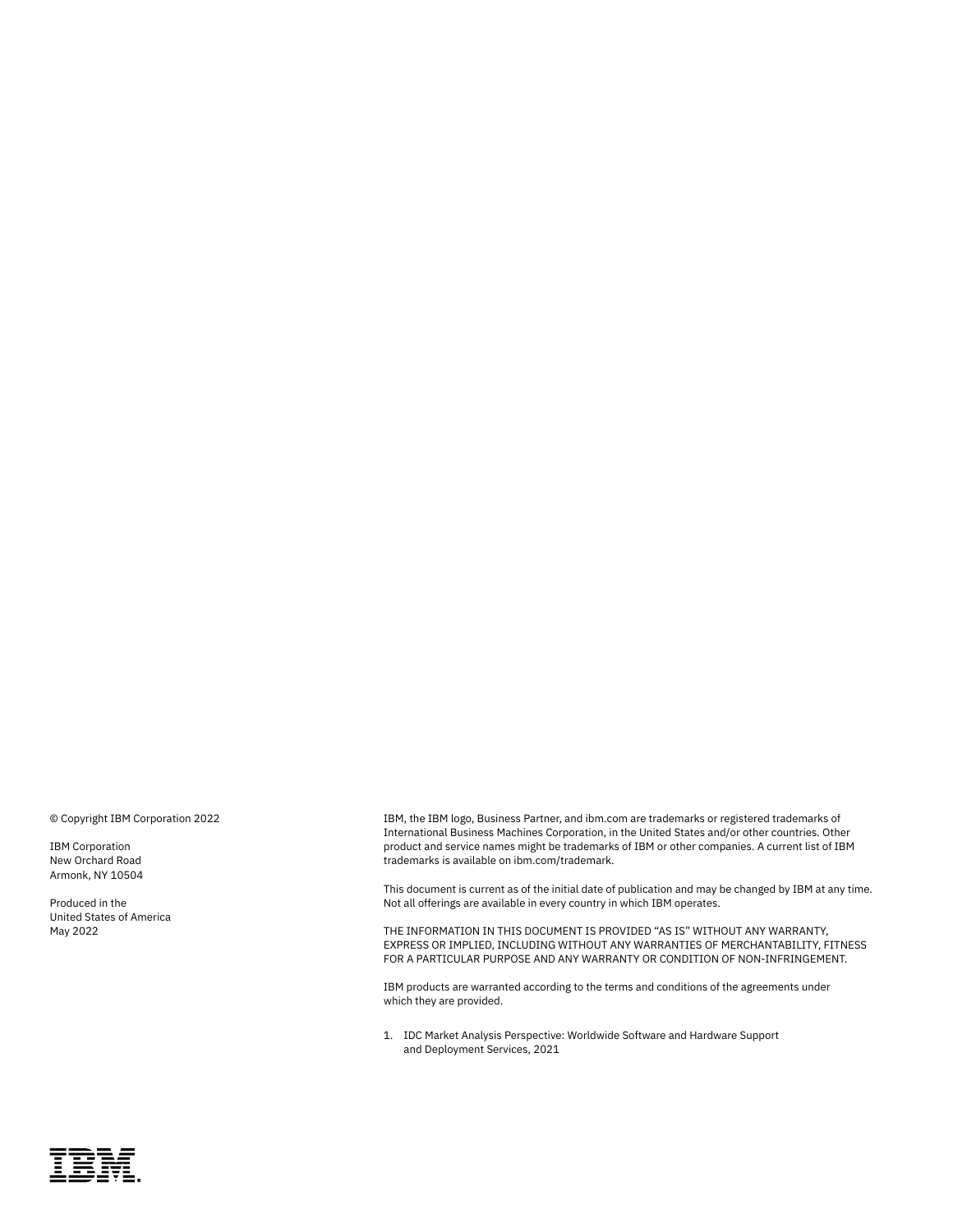© Copyright IBM Corporation 2022

IBM Corporation
New Orchard Road
Armonk, NY 10504

Produced in the
United States of America
May 2022

IBM, the IBM logo, Business Partner, and ibm.com are trademarks or registered trademarks of International Business Machines Corporation, in the United States and/or other countries. Other product and service names might be trademarks of IBM or other companies. A current list of IBM trademarks is available on ibm.com/trademark.

This document is current as of the initial date of publication and may be changed by IBM at any time. Not all offerings are available in every country in which IBM operates.

THE INFORMATION IN THIS DOCUMENT IS PROVIDED "AS IS" WITHOUT ANY WARRANTY, EXPRESS OR IMPLIED, INCLUDING WITHOUT ANY WARRANTIES OF MERCHANTABILITY, FITNESS FOR A PARTICULAR PURPOSE AND ANY WARRANTY OR CONDITION OF NON-INFRINGEMENT.

IBM products are warranted according to the terms and conditions of the agreements under which they are provided.

1. IDC Market Analysis Perspective: Worldwide Software and Hardware Support and Deployment Services, 2021